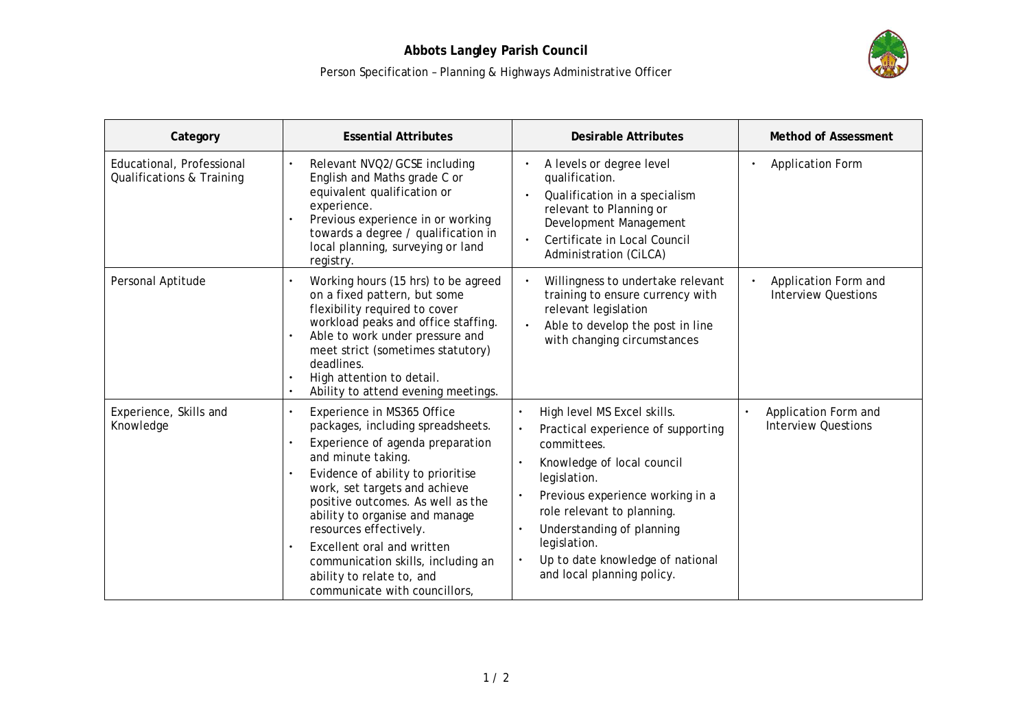# Abbots Langley Parish Council

Person Specification – Planning & Highways Administrative Officer

| Category | Essential Attributes | Desirable Attributes | Method of Assessment |
|---|---|---|---|
| Educational, Professional Qualifications & Training | • Relevant NVQ2/GCSE including English and Maths grade C or equivalent qualification or experience.<br>• Previous experience in or working towards a degree / qualification in local planning, surveying or land registry. | • A levels or degree level qualification.<br>• Qualification in a specialism relevant to Planning or Development Management<br>• Certificate in Local Council Administration (CiLCA) | • Application Form |
| Personal Aptitude | • Working hours (15 hrs) to be agreed on a fixed pattern, but some flexibility required to cover workload peaks and office staffing.<br>• Able to work under pressure and meet strict (sometimes statutory) deadlines.<br>• High attention to detail.<br>• Ability to attend evening meetings. | • Willingness to undertake relevant training to ensure currency with relevant legislation<br>• Able to develop the post in line with changing circumstances | • Application Form and Interview Questions |
| Experience, Skills and Knowledge | • Experience in MS365 Office packages, including spreadsheets.<br>• Experience of agenda preparation and minute taking.<br>• Evidence of ability to prioritise work, set targets and achieve positive outcomes. As well as the ability to organise and manage resources effectively.<br>• Excellent oral and written communication skills, including an ability to relate to, and communicate with councillors, | • High level MS Excel skills.<br>• Practical experience of supporting committees.<br>• Knowledge of local council legislation.<br>• Previous experience working in a role relevant to planning.<br>• Understanding of planning legislation.<br>• Up to date knowledge of national and local planning policy. | • Application Form and Interview Questions |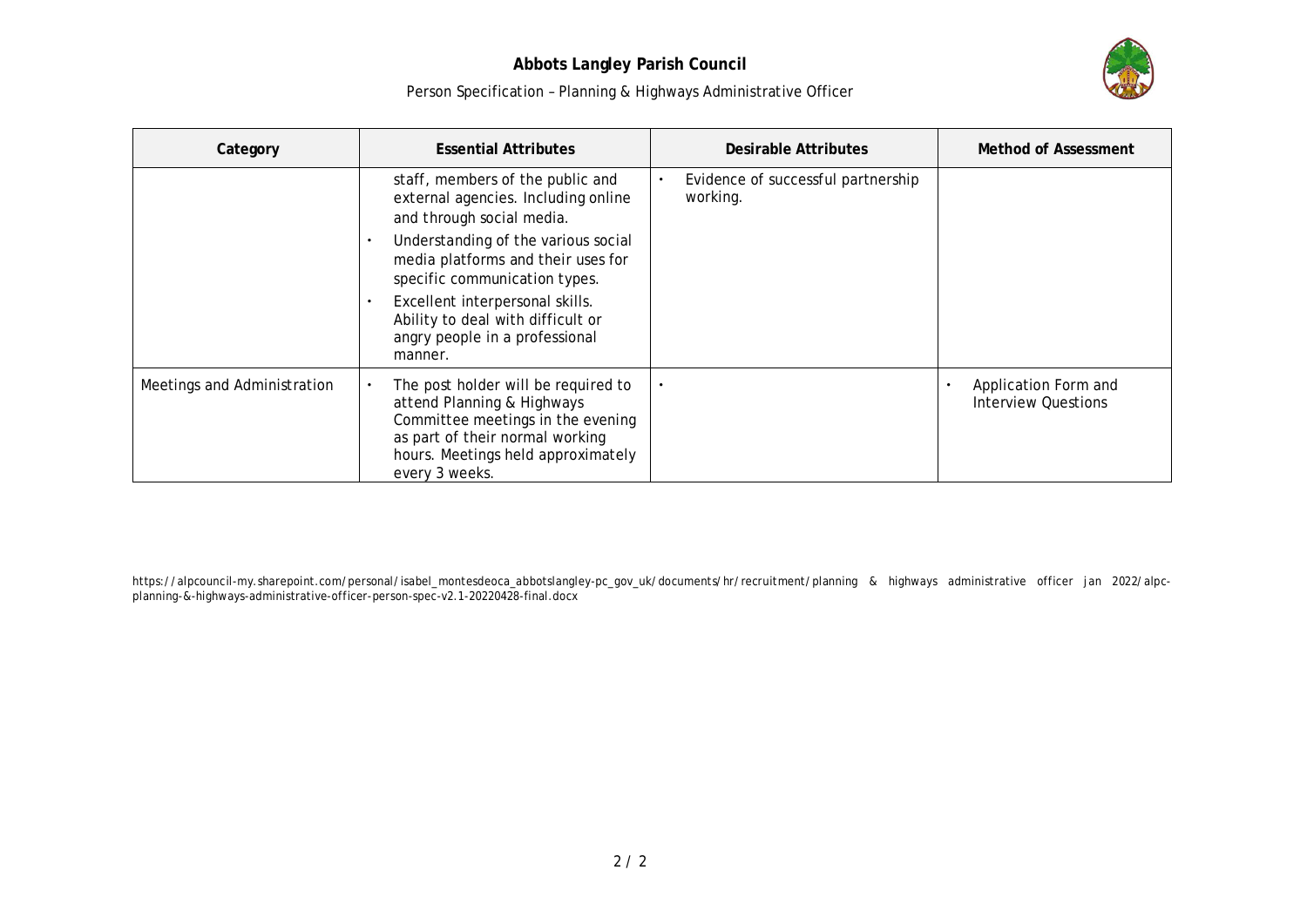| Category | Essential Attributes | Desirable Attributes | Method of Assessment |
|---|---|---|---|
| | staff, members of the public and external agencies. Including online and through social media.<br>• Understanding of the various social media platforms and their uses for specific communication types.<br>• Excellent interpersonal skills. Ability to deal with difficult or angry people in a professional manner. | • Evidence of successful partnership working. | |
| Meetings and Administration | • The post holder will be required to attend Planning & Highways Committee meetings in the evening as part of their normal working hours. Meetings held approximately every 3 weeks. | • | • Application Form and Interview Questions |

https://alpcouncil-my.sharepoint.com/personal/isabel_montesdeoca_abbotslangley-pc_gov_uk/documents/hr/recruitment/planning & highways administrative officer jan 2022/alpc-planning-&-highways-administrative-officer-person-spec-v2.1-20220428-final.docx